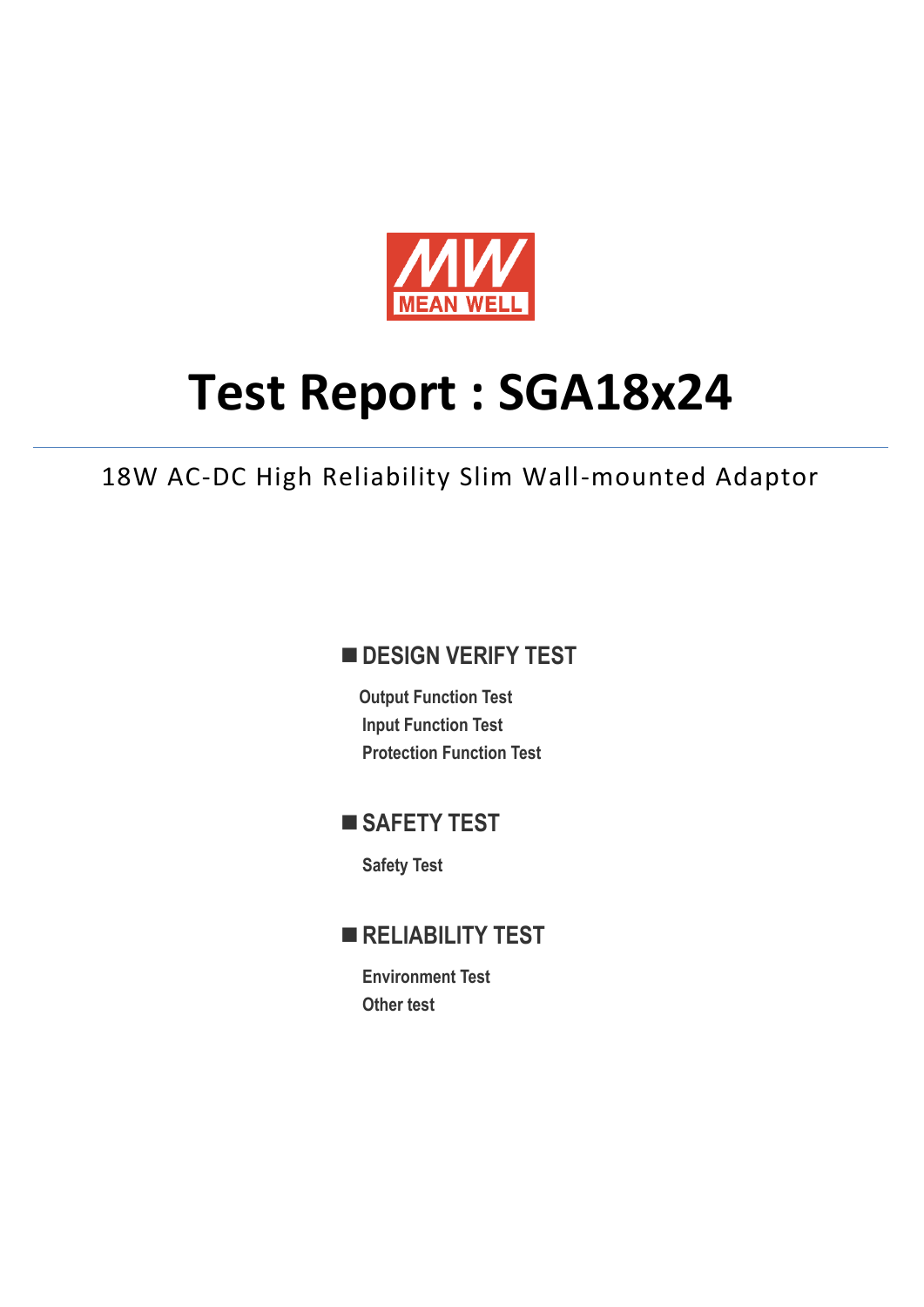MEAN WELL

# Test Report : SGA18x24

18W AC-DC High Reliability Slim Wall-mounted Adaptor

## ■ DESIGN VERIFY TEST

- Output Function Test
- Input Function Test
- Protection Function Test

## ■ SAFETY TEST

- Safety Test

## ■ RELIABILITY TEST

- Environment Test
- Other test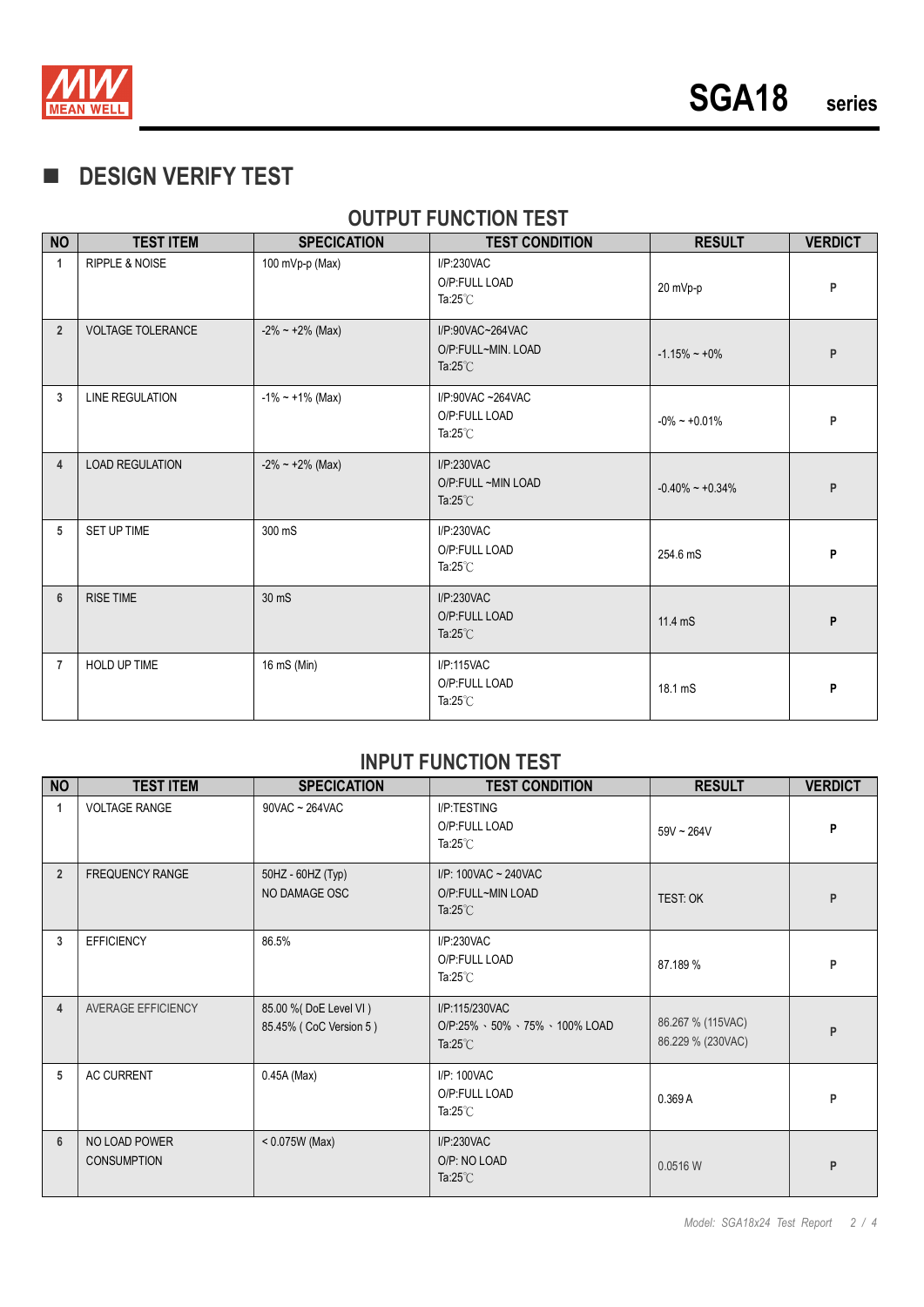## DESIGN VERIFY TEST

### OUTPUT FUNCTION TEST

| NO | TEST ITEM | SPECICATION | TEST CONDITION | RESULT | VERDICT |
|---|---|---|---|---|---|
| 1 | RIPPLE & NOISE | 100 mVp-p (Max) | I/P:230VAC<br>O/P:FULL LOAD<br>Ta:25℃ | 20 mVp-p | P |
| 2 | VOLTAGE TOLERANCE | -2% ~ +2% (Max) | I/P:90VAC~264VAC<br>O/P:FULL~MIN. LOAD<br>Ta:25℃ | -1.15% ~ +0% | P |
| 3 | LINE REGULATION | -1% ~ +1% (Max) | I/P:90VAC ~264VAC<br>O/P:FULL LOAD<br>Ta:25℃ | -0% ~ +0.01% | P |
| 4 | LOAD REGULATION | -2% ~ +2% (Max) | I/P:230VAC<br>O/P:FULL ~MIN LOAD<br>Ta:25℃ | -0.40% ~ +0.34% | P |
| 5 | SET UP TIME | 300 mS | I/P:230VAC<br>O/P:FULL LOAD<br>Ta:25℃ | 254.6 mS | P |
| 6 | RISE TIME | 30 mS | I/P:230VAC<br>O/P:FULL LOAD<br>Ta:25℃ | 11.4 mS | P |
| 7 | HOLD UP TIME | 16 mS (Min) | I/P:115VAC<br>O/P:FULL LOAD<br>Ta:25℃ | 18.1 mS | P |

### INPUT FUNCTION TEST

| NO | TEST ITEM | SPECICATION | TEST CONDITION | RESULT | VERDICT |
|---|---|---|---|---|---|
| 1 | VOLTAGE RANGE | 90VAC ~ 264VAC | I/P:TESTING<br>O/P:FULL LOAD<br>Ta:25℃ | 59V ~ 264V | P |
| 2 | FREQUENCY RANGE | 50HZ - 60HZ (Typ)<br>NO DAMAGE OSC | I/P: 100VAC ~ 240VAC<br>O/P:FULL~MIN LOAD<br>Ta:25℃ | TEST: OK | P |
| 3 | EFFICIENCY | 86.5% | I/P:230VAC<br>O/P:FULL LOAD<br>Ta:25℃ | 87.189 % | P |
| 4 | AVERAGE EFFICIENCY | 85.00 %( DoE Level VI )<br>85.45% ( CoC Version 5 ) | I/P:115/230VAC<br>O/P:25% 、50% 、75% 、100% LOAD<br>Ta:25℃ | 86.267 % (115VAC)<br>86.229 % (230VAC) | P |
| 5 | AC CURRENT | 0.45A (Max) | I/P: 100VAC<br>O/P:FULL LOAD<br>Ta:25℃ | 0.369 A | P |
| 6 | NO LOAD POWER CONSUMPTION | < 0.075W (Max) | I/P:230VAC<br>O/P: NO LOAD<br>Ta:25℃ | 0.0516 W | P |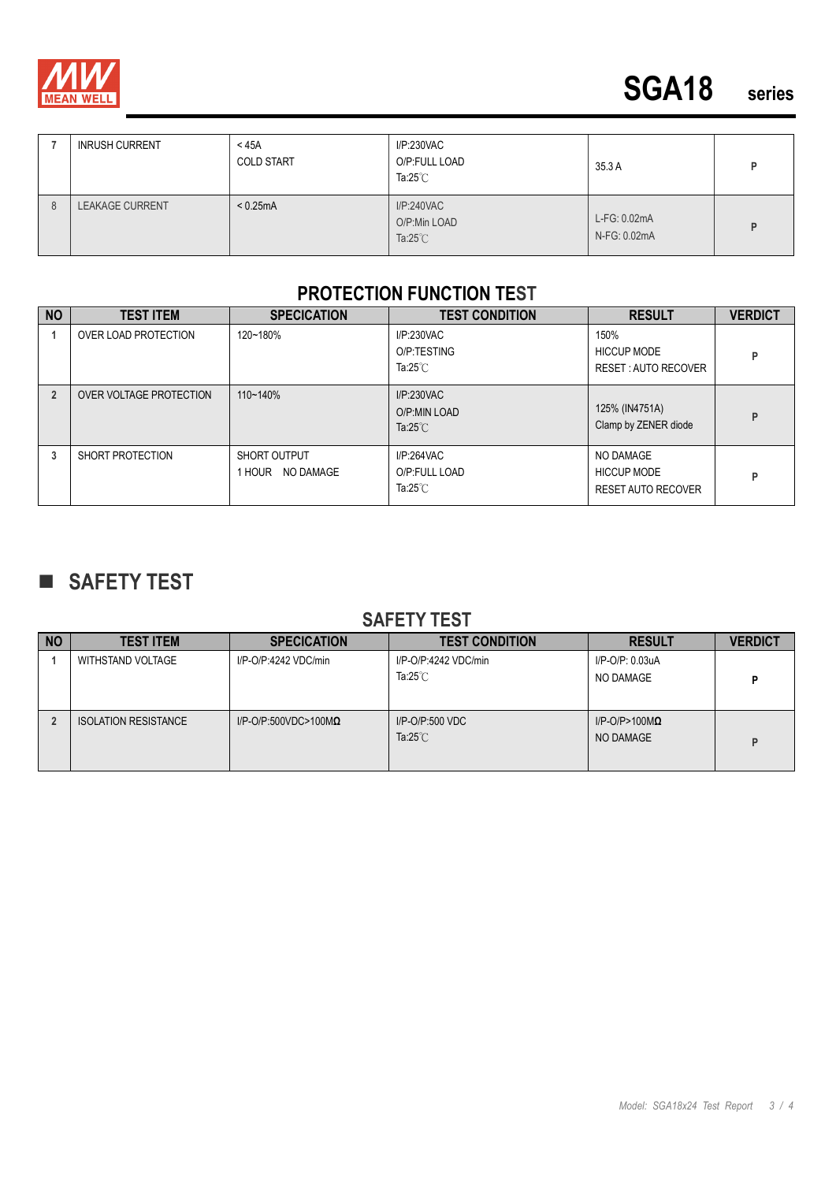| 7 | INRUSH CURRENT | < 45A<br>COLD START | I/P:230VAC<br>O/P:FULL LOAD<br>Ta:25℃ | 35.3 A | P |
|---|---|---|---|---|---|
| 8 | LEAKAGE CURRENT | < 0.25mA | I/P:240VAC<br>O/P:Min LOAD<br>Ta:25℃ | L-FG: 0.02mA<br>N-FG: 0.02mA | P |

## PROTECTION FUNCTION TEST

| NO | TEST ITEM | SPECICATION | TEST CONDITION | RESULT | VERDICT |
|---|---|---|---|---|---|
| 1 | OVER LOAD PROTECTION | 120~180% | I/P:230VAC<br>O/P:TESTING<br>Ta:25℃ | 150%<br>HICCUP MODE<br>RESET : AUTO RECOVER | P |
| 2 | OVER VOLTAGE PROTECTION | 110~140% | I/P:230VAC<br>O/P:MIN LOAD<br>Ta:25℃ | 125% (IN4751A)<br>Clamp by ZENER diode | P |
| 3 | SHORT PROTECTION | SHORT OUTPUT<br>1 HOUR NO DAMAGE | I/P:264VAC<br>O/P:FULL LOAD<br>Ta:25℃ | NO DAMAGE<br>HICCUP MODE<br>RESET AUTO RECOVER | P |

# ■ SAFETY TEST

## SAFETY TEST

| NO | TEST ITEM | SPECICATION | TEST CONDITION | RESULT | VERDICT |
|---|---|---|---|---|---|
| 1 | WITHSTAND VOLTAGE | I/P-O/P:4242 VDC/min | I/P-O/P:4242 VDC/min<br>Ta:25℃ | I/P-O/P: 0.03uA<br>NO DAMAGE | P |
| 2 | ISOLATION RESISTANCE | I/P-O/P:500VDC>100MΩ | I/P-O/P:500 VDC<br>Ta:25℃ | I/P-O/P>100MΩ<br>NO DAMAGE | P |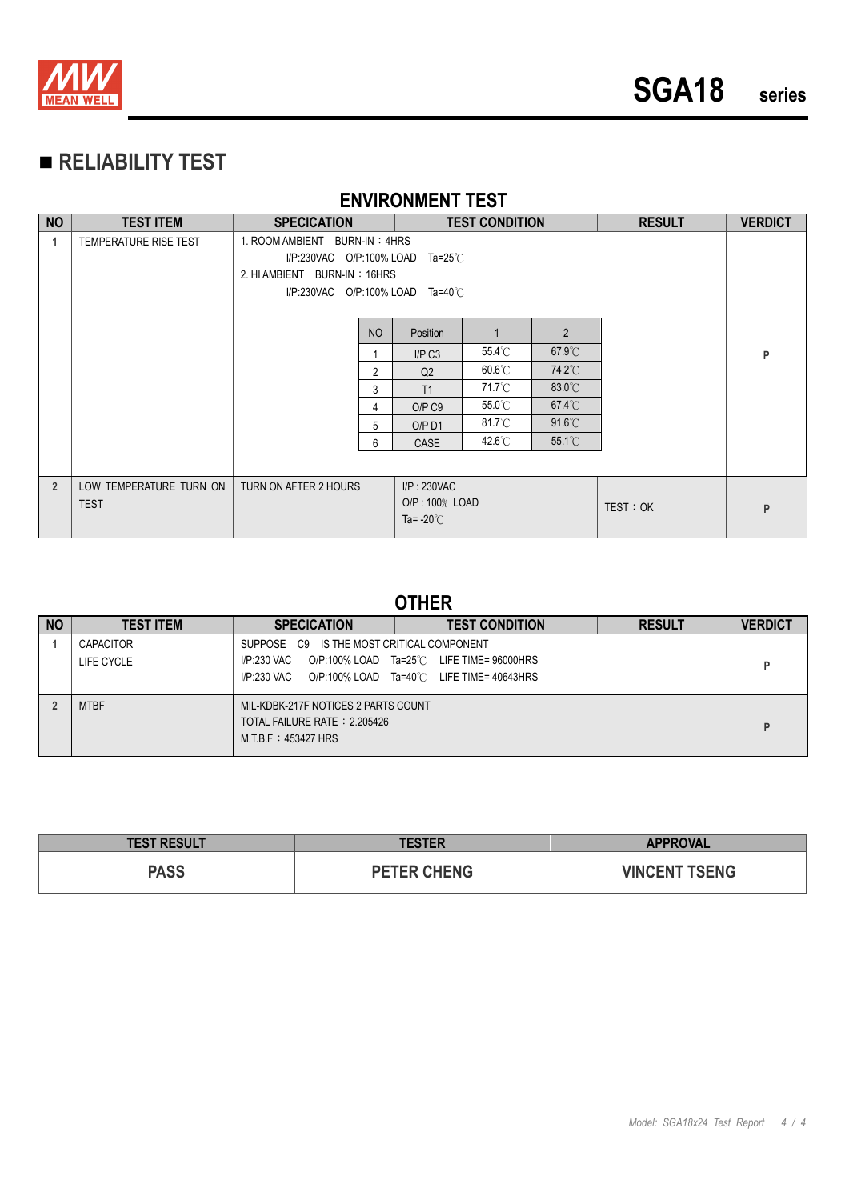# ■ RELIABILITY TEST

## ENVIRONMENT TEST

| NO | TEST ITEM | SPECICATION | TEST CONDITION | RESULT | VERDICT |
|---|---|---|---|---|---|
| 1 | TEMPERATURE RISE TEST | 1. ROOM AMBIENT BURN-IN：4HRS<br>I/P:230VAC O/P:100% LOAD Ta=25℃<br>2. HI AMBIENT BURN-IN：16HRS<br>I/P:230VAC O/P:100% LOAD Ta=40℃ | | | P |
| 2 | LOW TEMPERATURE TURN ON TEST | TURN ON AFTER 2 HOURS | I/P : 230VAC<br>O/P : 100% LOAD<br>Ta= -20℃ | TEST：OK | P |

| NO | Position | 1 | 2 |
|---|---|---|---|
| 1 | I/P C3 | 55.4℃ | 67.9℃ |
| 2 | Q2 | 60.6℃ | 74.2℃ |
| 3 | T1 | 71.7℃ | 83.0℃ |
| 4 | O/P C9 | 55.0℃ | 67.4℃ |
| 5 | O/P D1 | 81.7℃ | 91.6℃ |
| 6 | CASE | 42.6℃ | 55.1℃ |

## OTHER

| NO | TEST ITEM | SPECICATION | TEST CONDITION | RESULT | VERDICT |
|---|---|---|---|---|---|
| 1 | CAPACITOR LIFE CYCLE | SUPPOSE C9 IS THE MOST CRITICAL COMPONENT<br>I/P:230 VAC O/P:100% LOAD Ta=25℃ LIFE TIME= 96000HRS<br>I/P:230 VAC O/P:100% LOAD Ta=40℃ LIFE TIME= 40643HRS | | | P |
| 2 | MTBF | MIL-KDBK-217F NOTICES 2 PARTS COUNT<br>TOTAL FAILURE RATE：2.205426<br>M.T.B.F：453427 HRS | | | P |

| TEST RESULT | TESTER | APPROVAL |
|---|---|---|
| PASS | PETER CHENG | VINCENT TSENG |